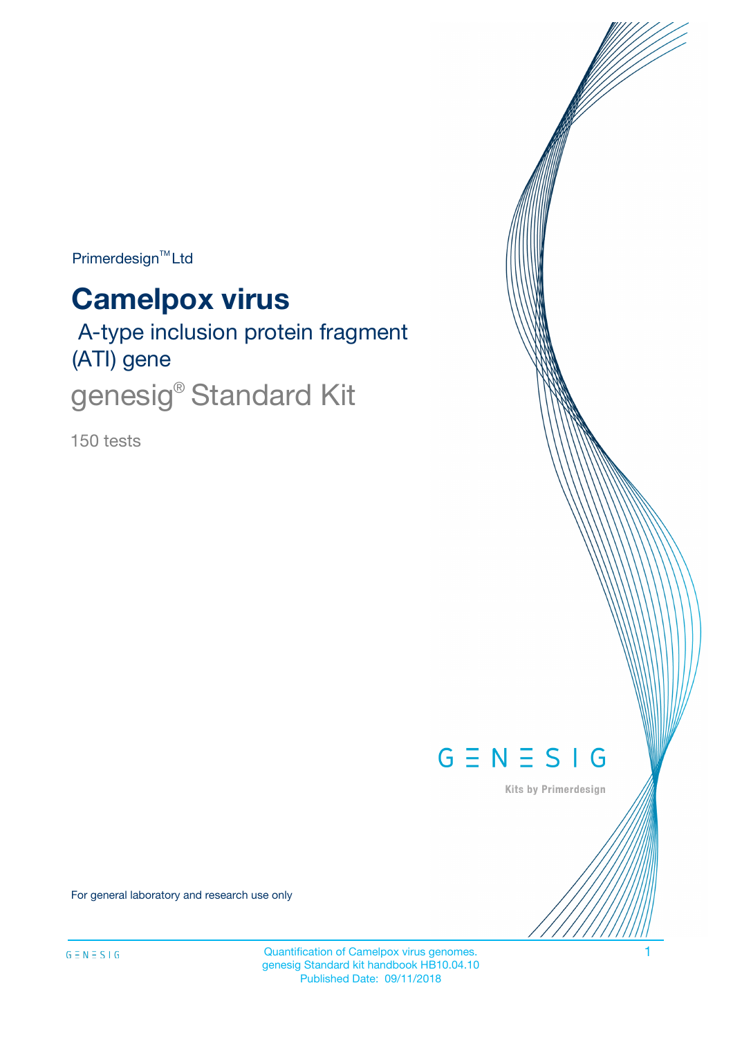Primerdesign™ Ltd

# Camelpox virus

## A-type inclusion protein fragment (ATI) gene

## genesig® Standard Kit

150 tests

GENESIG

Kits by Primerdesign

For general laboratory and research use only

Quantification of Camelpox virus genomes.
genesig Standard kit handbook HB10.04.10
Published Date: 09/11/2018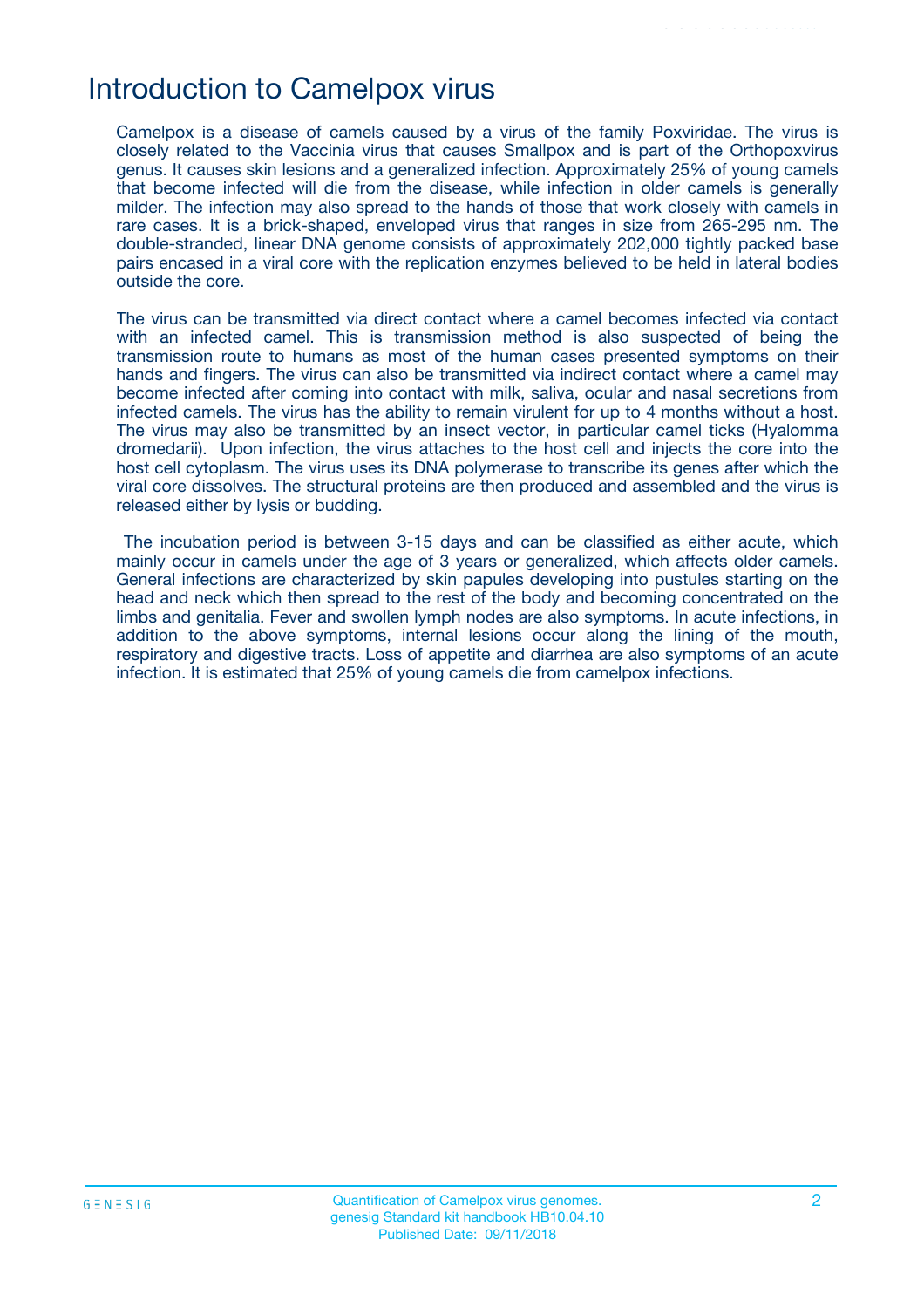# Introduction to Camelpox virus

Camelpox is a disease of camels caused by a virus of the family Poxviridae. The virus is closely related to the Vaccinia virus that causes Smallpox and is part of the Orthopoxvirus genus. It causes skin lesions and a generalized infection. Approximately 25% of young camels that become infected will die from the disease, while infection in older camels is generally milder. The infection may also spread to the hands of those that work closely with camels in rare cases. It is a brick-shaped, enveloped virus that ranges in size from 265-295 nm. The double-stranded, linear DNA genome consists of approximately 202,000 tightly packed base pairs encased in a viral core with the replication enzymes believed to be held in lateral bodies outside the core.

The virus can be transmitted via direct contact where a camel becomes infected via contact with an infected camel. This is transmission method is also suspected of being the transmission route to humans as most of the human cases presented symptoms on their hands and fingers. The virus can also be transmitted via indirect contact where a camel may become infected after coming into contact with milk, saliva, ocular and nasal secretions from infected camels. The virus has the ability to remain virulent for up to 4 months without a host. The virus may also be transmitted by an insect vector, in particular camel ticks (Hyalomma dromedarii). Upon infection, the virus attaches to the host cell and injects the core into the host cell cytoplasm. The virus uses its DNA polymerase to transcribe its genes after which the viral core dissolves. The structural proteins are then produced and assembled and the virus is released either by lysis or budding.

The incubation period is between 3-15 days and can be classified as either acute, which mainly occur in camels under the age of 3 years or generalized, which affects older camels. General infections are characterized by skin papules developing into pustules starting on the head and neck which then spread to the rest of the body and becoming concentrated on the limbs and genitalia. Fever and swollen lymph nodes are also symptoms. In acute infections, in addition to the above symptoms, internal lesions occur along the lining of the mouth, respiratory and digestive tracts. Loss of appetite and diarrhea are also symptoms of an acute infection. It is estimated that 25% of young camels die from camelpox infections.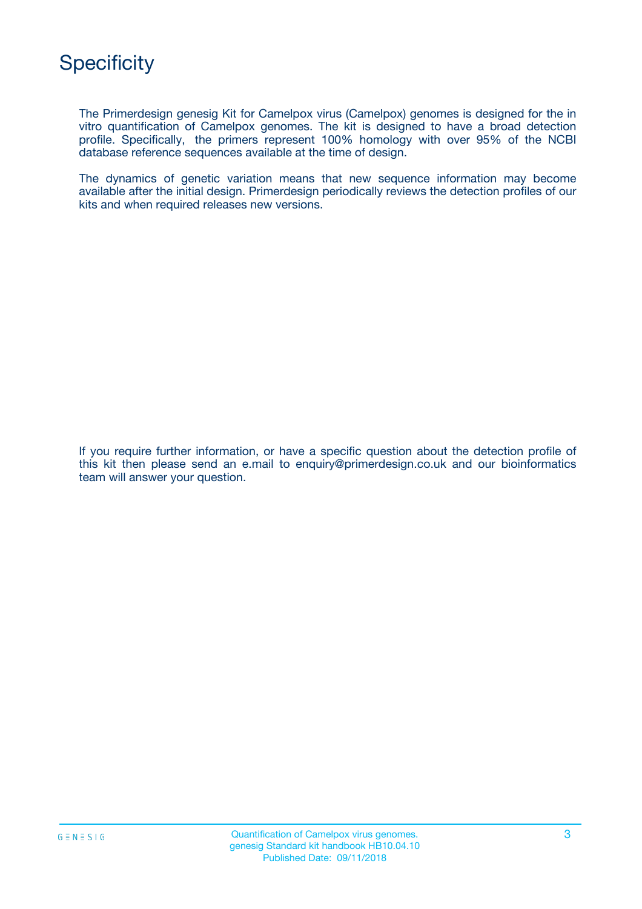# Specificity

The Primerdesign genesig Kit for Camelpox virus (Camelpox) genomes is designed for the in vitro quantification of Camelpox genomes. The kit is designed to have a broad detection profile. Specifically, the primers represent 100% homology with over 95% of the NCBI database reference sequences available at the time of design.

The dynamics of genetic variation means that new sequence information may become available after the initial design. Primerdesign periodically reviews the detection profiles of our kits and when required releases new versions.

If you require further information, or have a specific question about the detection profile of this kit then please send an e.mail to enquiry@primerdesign.co.uk and our bioinformatics team will answer your question.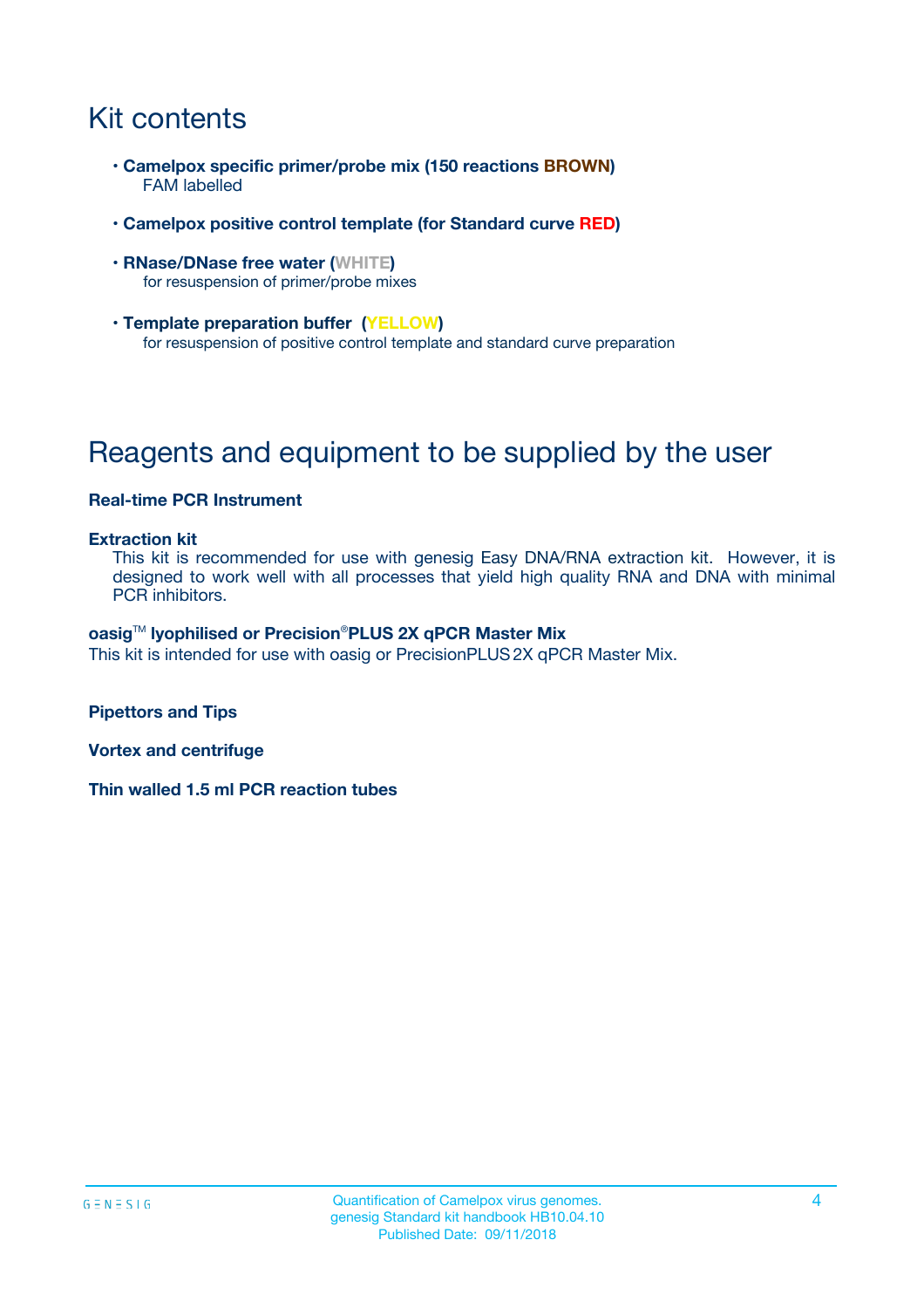# Kit contents

- **Camelpox specific primer/probe mix (150 reactions BROWN)**
  FAM labelled
- **Camelpox positive control template (for Standard curve RED)**
- **RNase/DNase free water (WHITE)**
  for resuspension of primer/probe mixes
- **Template preparation buffer (YELLOW)**
  for resuspension of positive control template and standard curve preparation

# Reagents and equipment to be supplied by the user

**Real-time PCR Instrument**

**Extraction kit**
This kit is recommended for use with genesig Easy DNA/RNA extraction kit. However, it is designed to work well with all processes that yield high quality RNA and DNA with minimal PCR inhibitors.

**oasig™ lyophilised or Precision®PLUS 2X qPCR Master Mix**
This kit is intended for use with oasig or PrecisionPLUS 2X qPCR Master Mix.

**Pipettors and Tips**

**Vortex and centrifuge**

**Thin walled 1.5 ml PCR reaction tubes**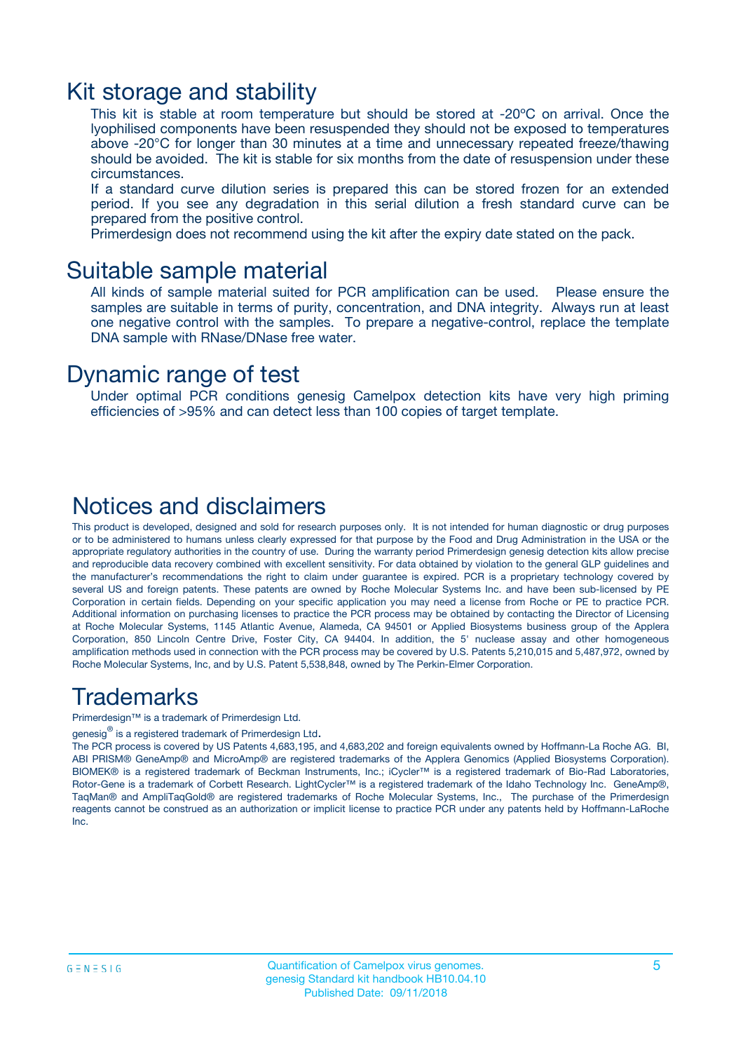# Kit storage and stability

This kit is stable at room temperature but should be stored at -20ºC on arrival. Once the lyophilised components have been resuspended they should not be exposed to temperatures above -20°C for longer than 30 minutes at a time and unnecessary repeated freeze/thawing should be avoided. The kit is stable for six months from the date of resuspension under these circumstances.

If a standard curve dilution series is prepared this can be stored frozen for an extended period. If you see any degradation in this serial dilution a fresh standard curve can be prepared from the positive control.

Primerdesign does not recommend using the kit after the expiry date stated on the pack.

# Suitable sample material

All kinds of sample material suited for PCR amplification can be used. Please ensure the samples are suitable in terms of purity, concentration, and DNA integrity. Always run at least one negative control with the samples. To prepare a negative-control, replace the template DNA sample with RNase/DNase free water.

# Dynamic range of test

Under optimal PCR conditions genesig Camelpox detection kits have very high priming efficiencies of >95% and can detect less than 100 copies of target template.

# Notices and disclaimers

This product is developed, designed and sold for research purposes only. It is not intended for human diagnostic or drug purposes or to be administered to humans unless clearly expressed for that purpose by the Food and Drug Administration in the USA or the appropriate regulatory authorities in the country of use. During the warranty period Primerdesign genesig detection kits allow precise and reproducible data recovery combined with excellent sensitivity. For data obtained by violation to the general GLP guidelines and the manufacturer's recommendations the right to claim under guarantee is expired. PCR is a proprietary technology covered by several US and foreign patents. These patents are owned by Roche Molecular Systems Inc. and have been sub-licensed by PE Corporation in certain fields. Depending on your specific application you may need a license from Roche or PE to practice PCR. Additional information on purchasing licenses to practice the PCR process may be obtained by contacting the Director of Licensing at Roche Molecular Systems, 1145 Atlantic Avenue, Alameda, CA 94501 or Applied Biosystems business group of the Applera Corporation, 850 Lincoln Centre Drive, Foster City, CA 94404. In addition, the 5' nuclease assay and other homogeneous amplification methods used in connection with the PCR process may be covered by U.S. Patents 5,210,015 and 5,487,972, owned by Roche Molecular Systems, Inc, and by U.S. Patent 5,538,848, owned by The Perkin-Elmer Corporation.

# Trademarks

Primerdesign™ is a trademark of Primerdesign Ltd.

genesig® is a registered trademark of Primerdesign Ltd.

The PCR process is covered by US Patents 4,683,195, and 4,683,202 and foreign equivalents owned by Hoffmann-La Roche AG. BI, ABI PRISM® GeneAmp® and MicroAmp® are registered trademarks of the Applera Genomics (Applied Biosystems Corporation). BIOMEK® is a registered trademark of Beckman Instruments, Inc.; iCycler™ is a registered trademark of Bio-Rad Laboratories, Rotor-Gene is a trademark of Corbett Research. LightCycler™ is a registered trademark of the Idaho Technology Inc. GeneAmp®, TaqMan® and AmpliTaqGold® are registered trademarks of Roche Molecular Systems, Inc., The purchase of the Primerdesign reagents cannot be construed as an authorization or implicit license to practice PCR under any patents held by Hoffmann-LaRoche Inc.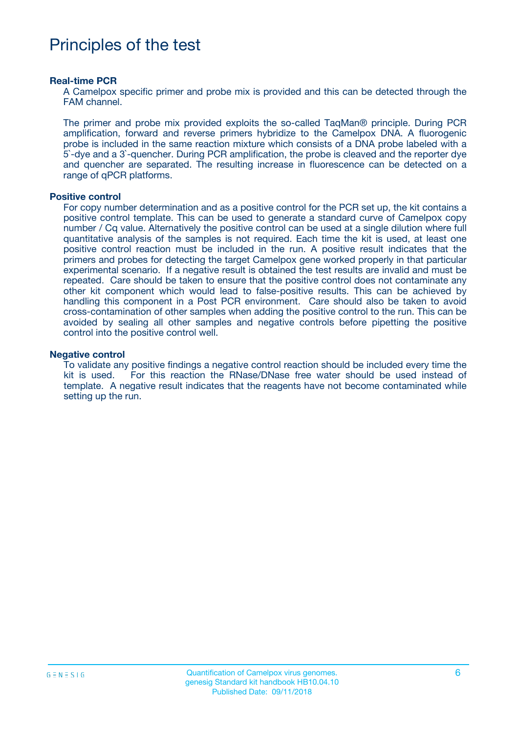# Principles of the test

### Real-time PCR

A Camelpox specific primer and probe mix is provided and this can be detected through the FAM channel.

The primer and probe mix provided exploits the so-called TaqMan® principle. During PCR amplification, forward and reverse primers hybridize to the Camelpox DNA. A fluorogenic probe is included in the same reaction mixture which consists of a DNA probe labeled with a 5`-dye and a 3`-quencher. During PCR amplification, the probe is cleaved and the reporter dye and quencher are separated. The resulting increase in fluorescence can be detected on a range of qPCR platforms.

### Positive control

For copy number determination and as a positive control for the PCR set up, the kit contains a positive control template. This can be used to generate a standard curve of Camelpox copy number / Cq value. Alternatively the positive control can be used at a single dilution where full quantitative analysis of the samples is not required. Each time the kit is used, at least one positive control reaction must be included in the run. A positive result indicates that the primers and probes for detecting the target Camelpox gene worked properly in that particular experimental scenario. If a negative result is obtained the test results are invalid and must be repeated. Care should be taken to ensure that the positive control does not contaminate any other kit component which would lead to false-positive results. This can be achieved by handling this component in a Post PCR environment. Care should also be taken to avoid cross-contamination of other samples when adding the positive control to the run. This can be avoided by sealing all other samples and negative controls before pipetting the positive control into the positive control well.

### Negative control

To validate any positive findings a negative control reaction should be included every time the kit is used. For this reaction the RNase/DNase free water should be used instead of template. A negative result indicates that the reagents have not become contaminated while setting up the run.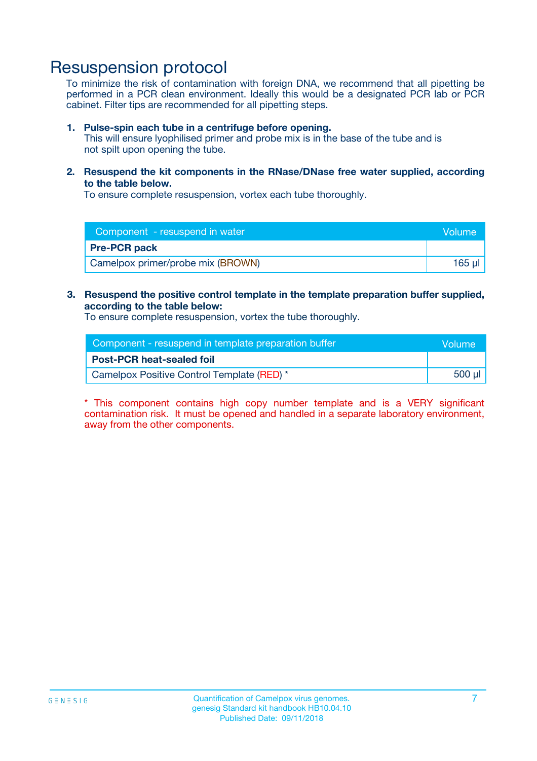# Resuspension protocol

To minimize the risk of contamination with foreign DNA, we recommend that all pipetting be performed in a PCR clean environment. Ideally this would be a designated PCR lab or PCR cabinet. Filter tips are recommended for all pipetting steps.

1. **Pulse-spin each tube in a centrifuge before opening.**
   This will ensure lyophilised primer and probe mix is in the base of the tube and is not spilt upon opening the tube.

2. **Resuspend the kit components in the RNase/DNase free water supplied, according to the table below.**
   To ensure complete resuspension, vortex each tube thoroughly.

| Component - resuspend in water | Volume |
|---|---|
| **Pre-PCR pack** | |
| Camelpox primer/probe mix (BROWN) | 165 µl |

3. **Resuspend the positive control template in the template preparation buffer supplied, according to the table below:**
   To ensure complete resuspension, vortex the tube thoroughly.

| Component - resuspend in template preparation buffer | Volume |
|---|---|
| **Post-PCR heat-sealed foil** | |
| Camelpox Positive Control Template (RED) * | 500 µl |

* This component contains high copy number template and is a VERY significant contamination risk. It must be opened and handled in a separate laboratory environment, away from the other components.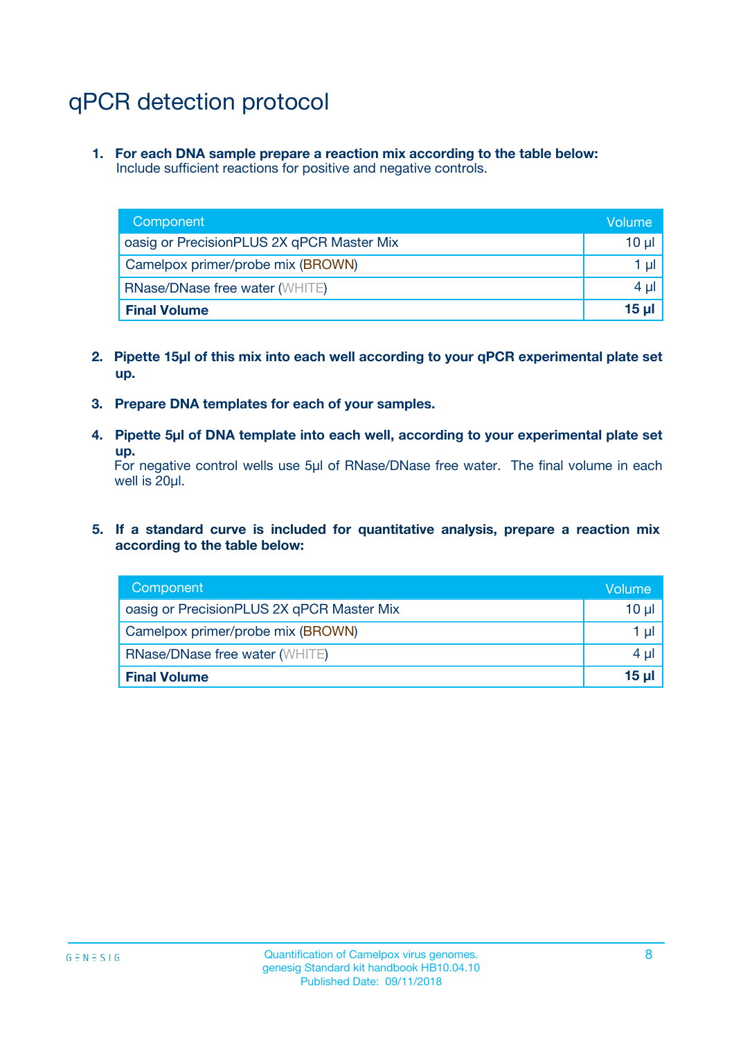# qPCR detection protocol

1. **For each DNA sample prepare a reaction mix according to the table below:**
   Include sufficient reactions for positive and negative controls.

| Component | Volume |
|---|---|
| oasig or PrecisionPLUS 2X qPCR Master Mix | 10 µl |
| Camelpox primer/probe mix (BROWN) | 1 µl |
| RNase/DNase free water (WHITE) | 4 µl |
| **Final Volume** | **15 µl** |

2. **Pipette 15µl of this mix into each well according to your qPCR experimental plate set up.**

3. **Prepare DNA templates for each of your samples.**

4. **Pipette 5µl of DNA template into each well, according to your experimental plate set up.**
   For negative control wells use 5µl of RNase/DNase free water. The final volume in each well is 20µl.

5. **If a standard curve is included for quantitative analysis, prepare a reaction mix according to the table below:**

| Component | Volume |
|---|---|
| oasig or PrecisionPLUS 2X qPCR Master Mix | 10 µl |
| Camelpox primer/probe mix (BROWN) | 1 µl |
| RNase/DNase free water (WHITE) | 4 µl |
| **Final Volume** | **15 µl** |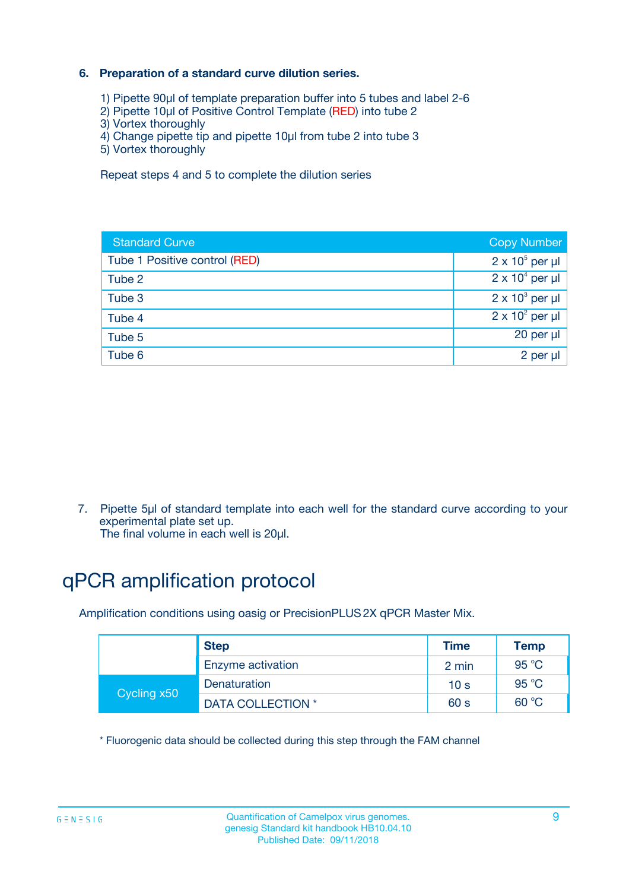### 6. Preparation of a standard curve dilution series.

1) Pipette 90µl of template preparation buffer into 5 tubes and label 2-6
2) Pipette 10µl of Positive Control Template (RED) into tube 2
3) Vortex thoroughly
4) Change pipette tip and pipette 10µl from tube 2 into tube 3
5) Vortex thoroughly

Repeat steps 4 and 5 to complete the dilution series

| Standard Curve | Copy Number |
|---|---|
| Tube 1 Positive control (RED) | $2 \times 10^5$ per µl |
| Tube 2 | $2 \times 10^4$ per µl |
| Tube 3 | $2 \times 10^3$ per µl |
| Tube 4 | $2 \times 10^2$ per µl |
| Tube 5 | 20 per µl |
| Tube 6 | 2 per µl |

7. Pipette 5µl of standard template into each well for the standard curve according to your experimental plate set up.
The final volume in each well is 20µl.

# qPCR amplification protocol

Amplification conditions using oasig or PrecisionPLUS 2X qPCR Master Mix.

| | Step | Time | Temp |
|---|---|---|---|
| | Enzyme activation | 2 min | 95 °C |
| Cycling x50 | Denaturation | 10 s | 95 °C |
| | DATA COLLECTION * | 60 s | 60 °C |

* Fluorogenic data should be collected during this step through the FAM channel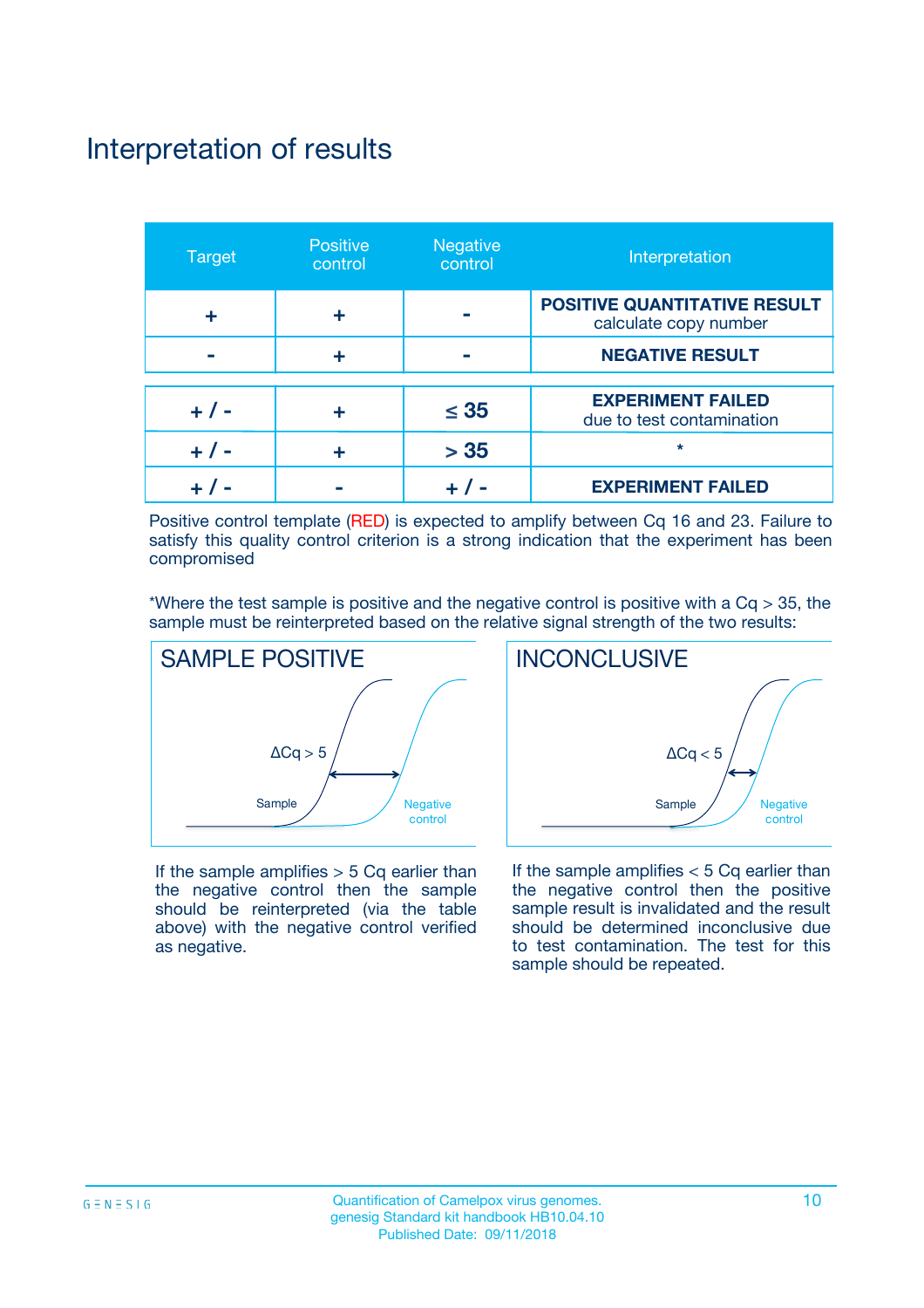# Interpretation of results

| Target | Positive control | Negative control | Interpretation |
|---|---|---|---|
| + | + | - | **POSITIVE QUANTITATIVE RESULT** calculate copy number |
| - | + | - | **NEGATIVE RESULT** |
| + / - | + | ≤ 35 | **EXPERIMENT FAILED** due to test contamination |
| + / - | + | > 35 | * |
| + / - | - | + / - | **EXPERIMENT FAILED** |

Positive control template (RED) is expected to amplify between Cq 16 and 23. Failure to satisfy this quality control criterion is a strong indication that the experiment has been compromised

*Where the test sample is positive and the negative control is positive with a Cq > 35, the sample must be reinterpreted based on the relative signal strength of the two results:

SAMPLE POSITIVE

ΔCq > 5

Sample

Negative control

INCONCLUSIVE

ΔCq < 5

Sample

Negative control

If the sample amplifies > 5 Cq earlier than the negative control then the sample should be reinterpreted (via the table above) with the negative control verified as negative.

If the sample amplifies < 5 Cq earlier than the negative control then the positive sample result is invalidated and the result should be determined inconclusive due to test contamination. The test for this sample should be repeated.